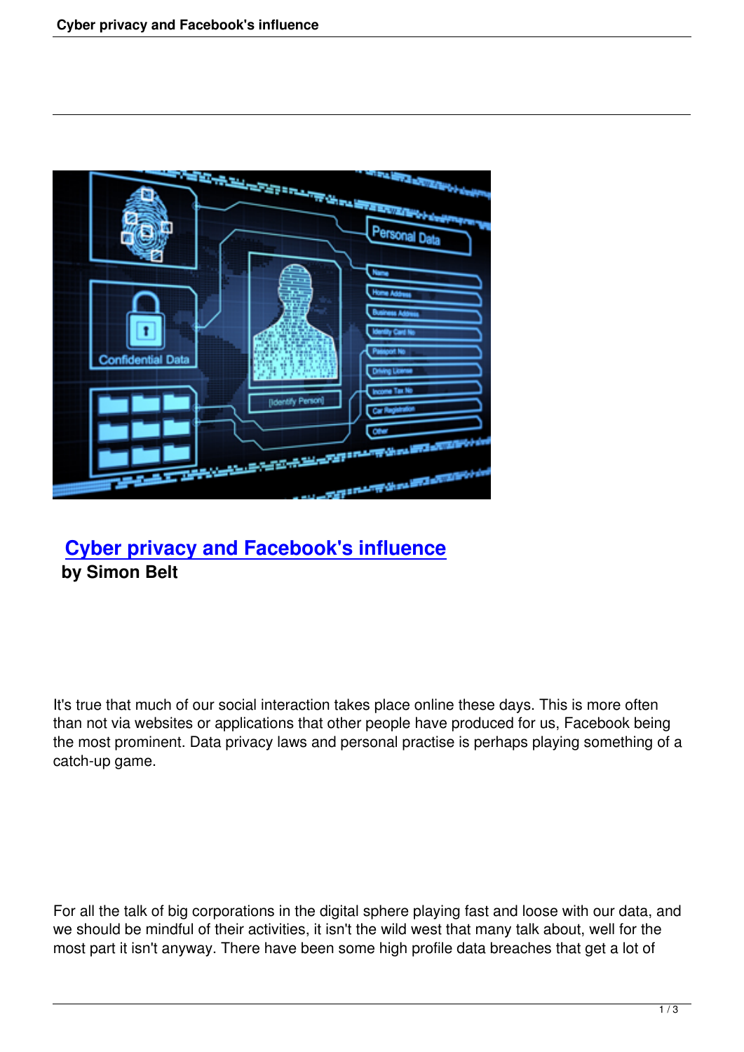# Cyber privacy and Facebook's influence

**by Simon Belt**

It's true that much of our social interaction takes place online these days. This is more often than not via websites or applications that other people have produced for us, Facebook being the most prominent. Data privacy laws and personal practise is perhaps playing something of a catch-up game.

For all the talk of big corporations in the digital sphere playing fast and loose with our data, and we should be mindful of their activities, it isn't the wild west that many talk about, well for the most part it isn't anyway. There have been some high profile data breaches that get a lot of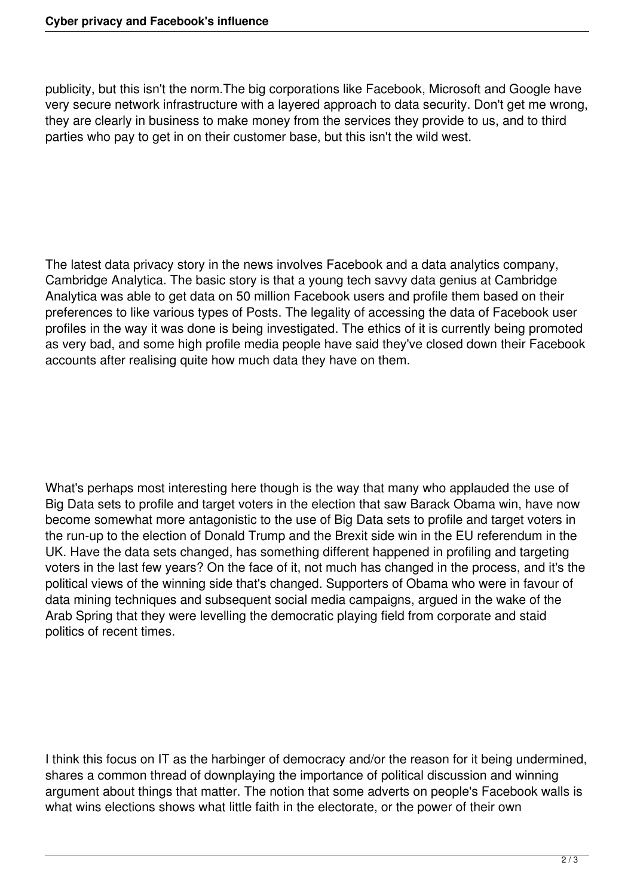publicity, but this isn't the norm.The big corporations like Facebook, Microsoft and Google have very secure network infrastructure with a layered approach to data security. Don't get me wrong, they are clearly in business to make money from the services they provide to us, and to third parties who pay to get in on their customer base, but this isn't the wild west.

The latest data privacy story in the news involves Facebook and a data analytics company, Cambridge Analytica. The basic story is that a young tech savvy data genius at Cambridge Analytica was able to get data on 50 million Facebook users and profile them based on their preferences to like various types of Posts. The legality of accessing the data of Facebook user profiles in the way it was done is being investigated. The ethics of it is currently being promoted as very bad, and some high profile media people have said they've closed down their Facebook accounts after realising quite how much data they have on them.

What's perhaps most interesting here though is the way that many who applauded the use of Big Data sets to profile and target voters in the election that saw Barack Obama win, have now become somewhat more antagonistic to the use of Big Data sets to profile and target voters in the run-up to the election of Donald Trump and the Brexit side win in the EU referendum in the UK. Have the data sets changed, has something different happened in profiling and targeting voters in the last few years? On the face of it, not much has changed in the process, and it's the political views of the winning side that's changed. Supporters of Obama who were in favour of data mining techniques and subsequent social media campaigns, argued in the wake of the Arab Spring that they were levelling the democratic playing field from corporate and staid politics of recent times.

I think this focus on IT as the harbinger of democracy and/or the reason for it being undermined, shares a common thread of downplaying the importance of political discussion and winning argument about things that matter. The notion that some adverts on people's Facebook walls is what wins elections shows what little faith in the electorate, or the power of their own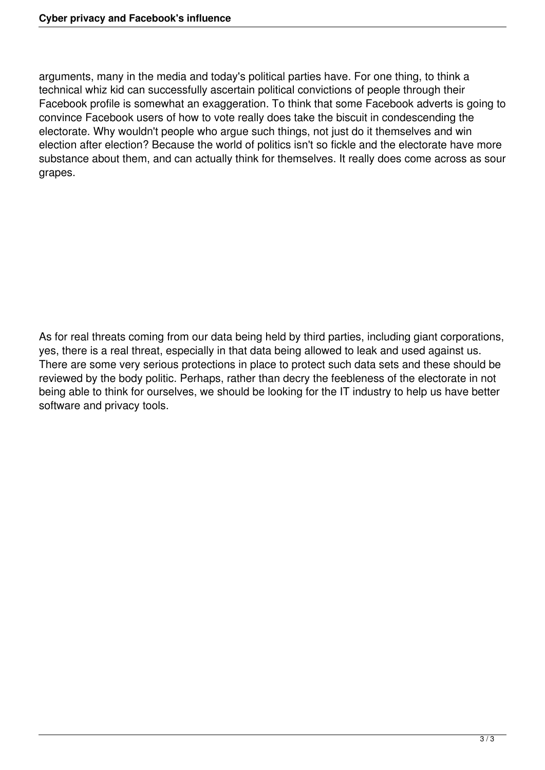arguments, many in the media and today's political parties have. For one thing, to think a technical whiz kid can successfully ascertain political convictions of people through their Facebook profile is somewhat an exaggeration. To think that some Facebook adverts is going to convince Facebook users of how to vote really does take the biscuit in condescending the electorate. Why wouldn't people who argue such things, not just do it themselves and win election after election? Because the world of politics isn't so fickle and the electorate have more substance about them, and can actually think for themselves. It really does come across as sour grapes.

As for real threats coming from our data being held by third parties, including giant corporations, yes, there is a real threat, especially in that data being allowed to leak and used against us. There are some very serious protections in place to protect such data sets and these should be reviewed by the body politic. Perhaps, rather than decry the feebleness of the electorate in not being able to think for ourselves, we should be looking for the IT industry to help us have better software and privacy tools.